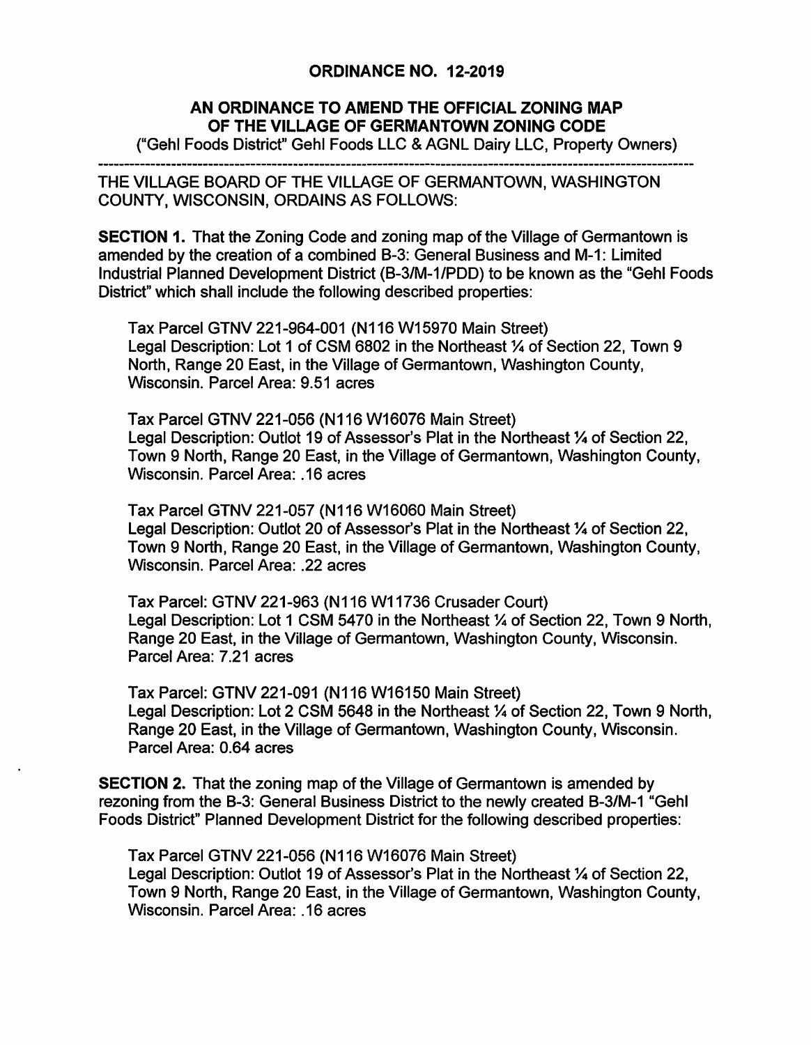# ORDINANCE NO. 12-2019

## AN ORDINANCE TO AMEND THE OFFICIAL ZONING MAP OF THE VILLAGE OF GERMANTOWN ZONING CODE

("Gehl Foods District" Gehl Foods LLC & AGNL Dairy LLC, Property Owners)

---

THE VILLAGE BOARD OF THE VILLAGE OF GERMANTOWN, WASHINGTON COUNTY, WISCONSIN, ORDAINS AS FOLLOWS:

**SECTION 1.** That the Zoning Code and zoning map of the Village of Germantown is amended by the creation of a combined B-3: General Business and M-1: Limited Industrial Planned Development District (B-3/M-1/PDD) to be known as the "Gehl Foods District" which shall include the following described properties:

Tax Parcel GTNV 221-964-001 (N116 W15970 Main Street)
Legal Description: Lot 1 of CSM 6802 in the Northeast ¼ of Section 22, Town 9 North, Range 20 East, in the Village of Germantown, Washington County, Wisconsin. Parcel Area: 9.51 acres

Tax Parcel GTNV 221-056 (N116 W16076 Main Street)
Legal Description: Outlot 19 of Assessor's Plat in the Northeast ¼ of Section 22, Town 9 North, Range 20 East, in the Village of Germantown, Washington County, Wisconsin. Parcel Area: .16 acres

Tax Parcel GTNV 221-057 (N116 W16060 Main Street)
Legal Description: Outlot 20 of Assessor's Plat in the Northeast ¼ of Section 22, Town 9 North, Range 20 East, in the Village of Germantown, Washington County, Wisconsin. Parcel Area: .22 acres

Tax Parcel: GTNV 221-963 (N116 W11736 Crusader Court)
Legal Description: Lot 1 CSM 5470 in the Northeast ¼ of Section 22, Town 9 North, Range 20 East, in the Village of Germantown, Washington County, Wisconsin. Parcel Area: 7.21 acres

Tax Parcel: GTNV 221-091 (N116 W16150 Main Street)
Legal Description: Lot 2 CSM 5648 in the Northeast ¼ of Section 22, Town 9 North, Range 20 East, in the Village of Germantown, Washington County, Wisconsin. Parcel Area: 0.64 acres

**SECTION 2.** That the zoning map of the Village of Germantown is amended by rezoning from the B-3: General Business District to the newly created B-3/M-1 "Gehl Foods District" Planned Development District for the following described properties:

Tax Parcel GTNV 221-056 (N116 W16076 Main Street)
Legal Description: Outlot 19 of Assessor's Plat in the Northeast ¼ of Section 22, Town 9 North, Range 20 East, in the Village of Germantown, Washington County, Wisconsin. Parcel Area: .16 acres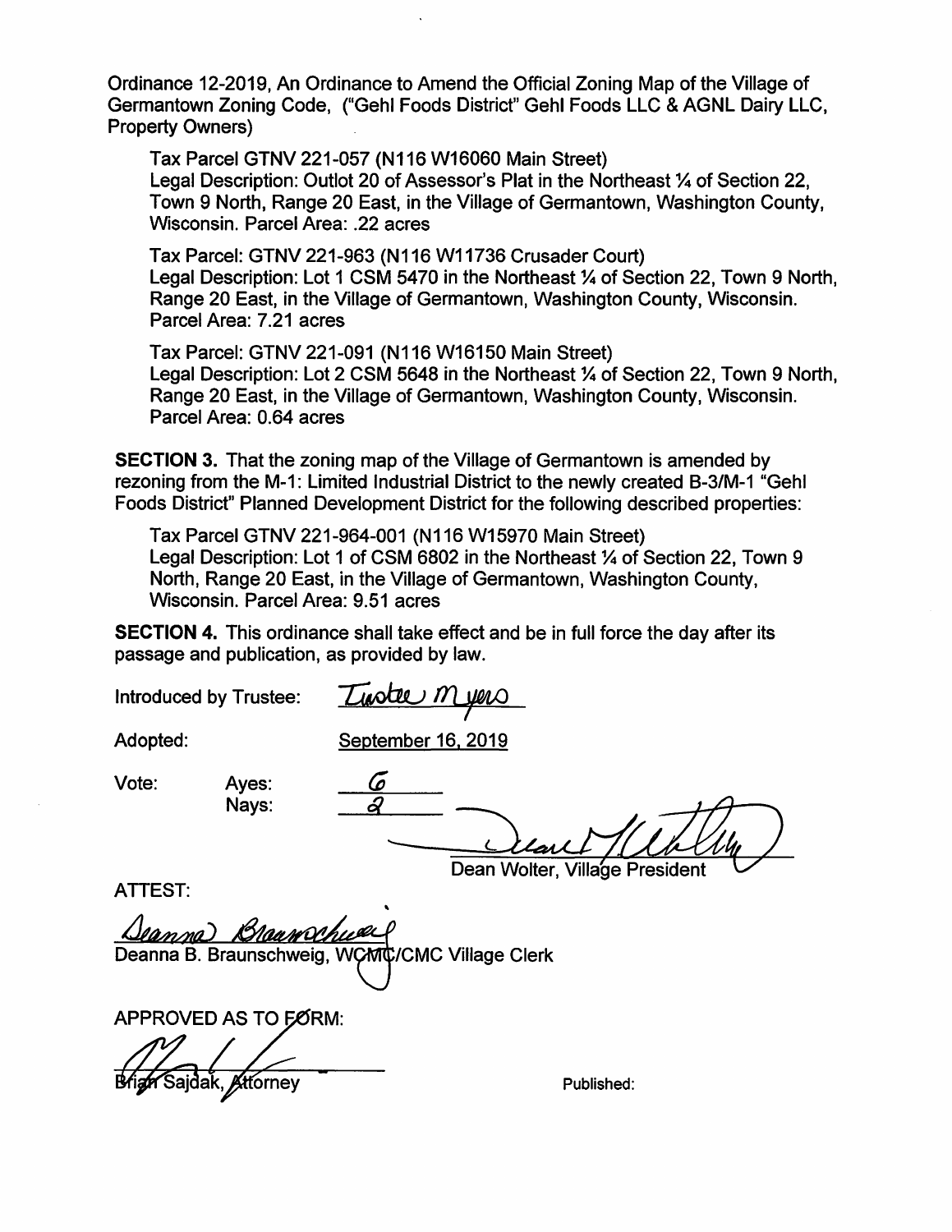Ordinance 12-2019, An Ordinance to Amend the Official Zoning Map of the Village of Germantown Zoning Code, ("Gehl Foods District" Gehl Foods LLC & AGNL Dairy LLC, Property Owners)

Tax Parcel GTNV 221-057 (N116 W16060 Main Street)
Legal Description: Outlot 20 of Assessor's Plat in the Northeast ¼ of Section 22, Town 9 North, Range 20 East, in the Village of Germantown, Washington County, Wisconsin. Parcel Area: .22 acres

Tax Parcel: GTNV 221-963 (N116 W11736 Crusader Court)
Legal Description: Lot 1 CSM 5470 in the Northeast ¼ of Section 22, Town 9 North, Range 20 East, in the Village of Germantown, Washington County, Wisconsin. Parcel Area: 7.21 acres

Tax Parcel: GTNV 221-091 (N116 W16150 Main Street)
Legal Description: Lot 2 CSM 5648 in the Northeast ¼ of Section 22, Town 9 North, Range 20 East, in the Village of Germantown, Washington County, Wisconsin. Parcel Area: 0.64 acres

**SECTION 3.** That the zoning map of the Village of Germantown is amended by rezoning from the M-1: Limited Industrial District to the newly created B-3/M-1 "Gehl Foods District" Planned Development District for the following described properties:

Tax Parcel GTNV 221-964-001 (N116 W15970 Main Street)
Legal Description: Lot 1 of CSM 6802 in the Northeast ¼ of Section 22, Town 9 North, Range 20 East, in the Village of Germantown, Washington County, Wisconsin. Parcel Area: 9.51 acres

**SECTION 4.** This ordinance shall take effect and be in full force the day after its passage and publication, as provided by law.

Introduced by Trustee: Trustee Myers

Adopted: September 16, 2019

Vote: Ayes: 6
Nays: 2

Dean Wolter, Village President

ATTEST:

Deanna B. Braunschweig, WCMC/CMC Village Clerk

APPROVED AS TO FORM:

Brian Sajdak, Attorney

Published: